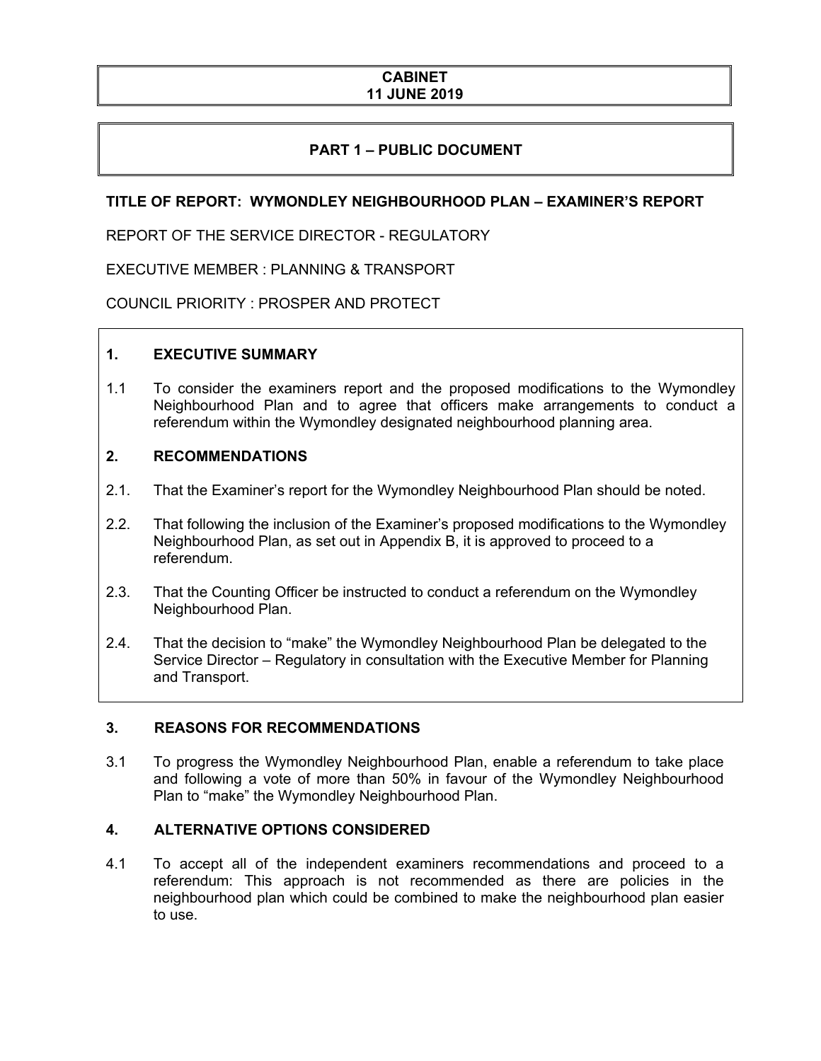**CABINET**
**11 JUNE 2019**

**PART 1 – PUBLIC DOCUMENT**

**TITLE OF REPORT: WYMONDLEY NEIGHBOURHOOD PLAN – EXAMINER'S REPORT**

REPORT OF THE SERVICE DIRECTOR - REGULATORY

EXECUTIVE MEMBER : PLANNING & TRANSPORT

COUNCIL PRIORITY : PROSPER AND PROTECT

## 1. EXECUTIVE SUMMARY

1.1 To consider the examiners report and the proposed modifications to the Wymondley Neighbourhood Plan and to agree that officers make arrangements to conduct a referendum within the Wymondley designated neighbourhood planning area.

## 2. RECOMMENDATIONS

2.1. That the Examiner's report for the Wymondley Neighbourhood Plan should be noted.

2.2. That following the inclusion of the Examiner's proposed modifications to the Wymondley Neighbourhood Plan, as set out in Appendix B, it is approved to proceed to a referendum.

2.3. That the Counting Officer be instructed to conduct a referendum on the Wymondley Neighbourhood Plan.

2.4. That the decision to "make" the Wymondley Neighbourhood Plan be delegated to the Service Director – Regulatory in consultation with the Executive Member for Planning and Transport.

## 3. REASONS FOR RECOMMENDATIONS

3.1 To progress the Wymondley Neighbourhood Plan, enable a referendum to take place and following a vote of more than 50% in favour of the Wymondley Neighbourhood Plan to "make" the Wymondley Neighbourhood Plan.

## 4. ALTERNATIVE OPTIONS CONSIDERED

4.1 To accept all of the independent examiners recommendations and proceed to a referendum: This approach is not recommended as there are policies in the neighbourhood plan which could be combined to make the neighbourhood plan easier to use.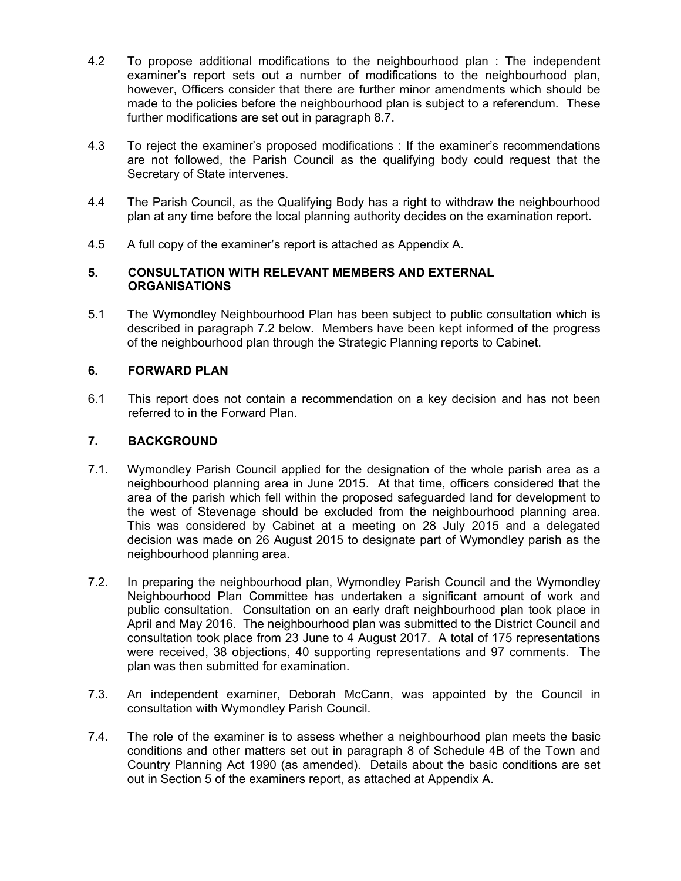4.2 To propose additional modifications to the neighbourhood plan : The independent examiner's report sets out a number of modifications to the neighbourhood plan, however, Officers consider that there are further minor amendments which should be made to the policies before the neighbourhood plan is subject to a referendum. These further modifications are set out in paragraph 8.7.

4.3 To reject the examiner's proposed modifications : If the examiner's recommendations are not followed, the Parish Council as the qualifying body could request that the Secretary of State intervenes.

4.4 The Parish Council, as the Qualifying Body has a right to withdraw the neighbourhood plan at any time before the local planning authority decides on the examination report.

4.5 A full copy of the examiner's report is attached as Appendix A.

## 5. CONSULTATION WITH RELEVANT MEMBERS AND EXTERNAL ORGANISATIONS

5.1 The Wymondley Neighbourhood Plan has been subject to public consultation which is described in paragraph 7.2 below. Members have been kept informed of the progress of the neighbourhood plan through the Strategic Planning reports to Cabinet.

## 6. FORWARD PLAN

6.1 This report does not contain a recommendation on a key decision and has not been referred to in the Forward Plan.

## 7. BACKGROUND

7.1. Wymondley Parish Council applied for the designation of the whole parish area as a neighbourhood planning area in June 2015. At that time, officers considered that the area of the parish which fell within the proposed safeguarded land for development to the west of Stevenage should be excluded from the neighbourhood planning area. This was considered by Cabinet at a meeting on 28 July 2015 and a delegated decision was made on 26 August 2015 to designate part of Wymondley parish as the neighbourhood planning area.

7.2. In preparing the neighbourhood plan, Wymondley Parish Council and the Wymondley Neighbourhood Plan Committee has undertaken a significant amount of work and public consultation. Consultation on an early draft neighbourhood plan took place in April and May 2016. The neighbourhood plan was submitted to the District Council and consultation took place from 23 June to 4 August 2017. A total of 175 representations were received, 38 objections, 40 supporting representations and 97 comments. The plan was then submitted for examination.

7.3. An independent examiner, Deborah McCann, was appointed by the Council in consultation with Wymondley Parish Council.

7.4. The role of the examiner is to assess whether a neighbourhood plan meets the basic conditions and other matters set out in paragraph 8 of Schedule 4B of the Town and Country Planning Act 1990 (as amended). Details about the basic conditions are set out in Section 5 of the examiners report, as attached at Appendix A.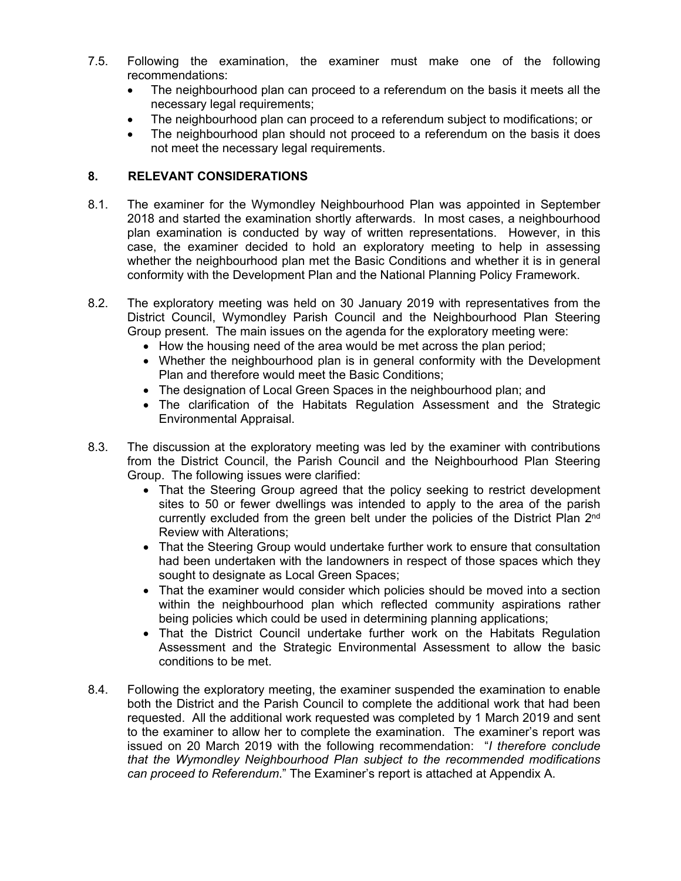7.5. Following the examination, the examiner must make one of the following recommendations:

- The neighbourhood plan can proceed to a referendum on the basis it meets all the necessary legal requirements;
- The neighbourhood plan can proceed to a referendum subject to modifications; or
- The neighbourhood plan should not proceed to a referendum on the basis it does not meet the necessary legal requirements.

## 8. RELEVANT CONSIDERATIONS

8.1. The examiner for the Wymondley Neighbourhood Plan was appointed in September 2018 and started the examination shortly afterwards. In most cases, a neighbourhood plan examination is conducted by way of written representations. However, in this case, the examiner decided to hold an exploratory meeting to help in assessing whether the neighbourhood plan met the Basic Conditions and whether it is in general conformity with the Development Plan and the National Planning Policy Framework.

8.2. The exploratory meeting was held on 30 January 2019 with representatives from the District Council, Wymondley Parish Council and the Neighbourhood Plan Steering Group present. The main issues on the agenda for the exploratory meeting were:

- How the housing need of the area would be met across the plan period;
- Whether the neighbourhood plan is in general conformity with the Development Plan and therefore would meet the Basic Conditions;
- The designation of Local Green Spaces in the neighbourhood plan; and
- The clarification of the Habitats Regulation Assessment and the Strategic Environmental Appraisal.

8.3. The discussion at the exploratory meeting was led by the examiner with contributions from the District Council, the Parish Council and the Neighbourhood Plan Steering Group. The following issues were clarified:

- That the Steering Group agreed that the policy seeking to restrict development sites to 50 or fewer dwellings was intended to apply to the area of the parish currently excluded from the green belt under the policies of the District Plan 2nd Review with Alterations;
- That the Steering Group would undertake further work to ensure that consultation had been undertaken with the landowners in respect of those spaces which they sought to designate as Local Green Spaces;
- That the examiner would consider which policies should be moved into a section within the neighbourhood plan which reflected community aspirations rather being policies which could be used in determining planning applications;
- That the District Council undertake further work on the Habitats Regulation Assessment and the Strategic Environmental Assessment to allow the basic conditions to be met.

8.4. Following the exploratory meeting, the examiner suspended the examination to enable both the District and the Parish Council to complete the additional work that had been requested. All the additional work requested was completed by 1 March 2019 and sent to the examiner to allow her to complete the examination. The examiner's report was issued on 20 March 2019 with the following recommendation: "*I therefore conclude that the Wymondley Neighbourhood Plan subject to the recommended modifications can proceed to Referendum*." The Examiner's report is attached at Appendix A.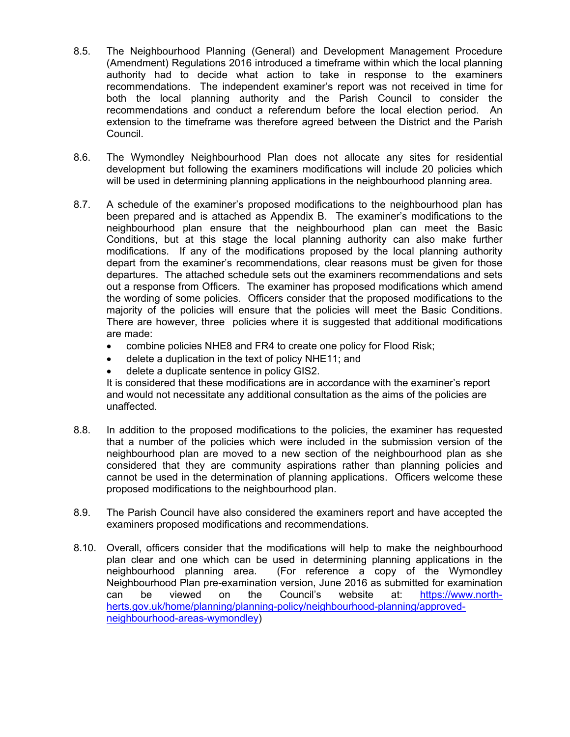8.5. The Neighbourhood Planning (General) and Development Management Procedure (Amendment) Regulations 2016 introduced a timeframe within which the local planning authority had to decide what action to take in response to the examiners recommendations. The independent examiner's report was not received in time for both the local planning authority and the Parish Council to consider the recommendations and conduct a referendum before the local election period. An extension to the timeframe was therefore agreed between the District and the Parish Council.

8.6. The Wymondley Neighbourhood Plan does not allocate any sites for residential development but following the examiners modifications will include 20 policies which will be used in determining planning applications in the neighbourhood planning area.

8.7. A schedule of the examiner's proposed modifications to the neighbourhood plan has been prepared and is attached as Appendix B. The examiner's modifications to the neighbourhood plan ensure that the neighbourhood plan can meet the Basic Conditions, but at this stage the local planning authority can also make further modifications. If any of the modifications proposed by the local planning authority depart from the examiner's recommendations, clear reasons must be given for those departures. The attached schedule sets out the examiners recommendations and sets out a response from Officers. The examiner has proposed modifications which amend the wording of some policies. Officers consider that the proposed modifications to the majority of the policies will ensure that the policies will meet the Basic Conditions. There are however, three policies where it is suggested that additional modifications are made:

- combine policies NHE8 and FR4 to create one policy for Flood Risk;
- delete a duplication in the text of policy NHE11; and
- delete a duplicate sentence in policy GIS2.

It is considered that these modifications are in accordance with the examiner's report and would not necessitate any additional consultation as the aims of the policies are unaffected.

8.8. In addition to the proposed modifications to the policies, the examiner has requested that a number of the policies which were included in the submission version of the neighbourhood plan are moved to a new section of the neighbourhood plan as she considered that they are community aspirations rather than planning policies and cannot be used in the determination of planning applications. Officers welcome these proposed modifications to the neighbourhood plan.

8.9. The Parish Council have also considered the examiners report and have accepted the examiners proposed modifications and recommendations.

8.10. Overall, officers consider that the modifications will help to make the neighbourhood plan clear and one which can be used in determining planning applications in the neighbourhood planning area. (For reference a copy of the Wymondley Neighbourhood Plan pre-examination version, June 2016 as submitted for examination can be viewed on the Council's website at: [https://www.north-herts.gov.uk/home/planning/planning-policy/neighbourhood-planning/approved-neighbourhood-areas-wymondley](https://www.north-herts.gov.uk/home/planning/planning-policy/neighbourhood-planning/approved-neighbourhood-areas-wymondley))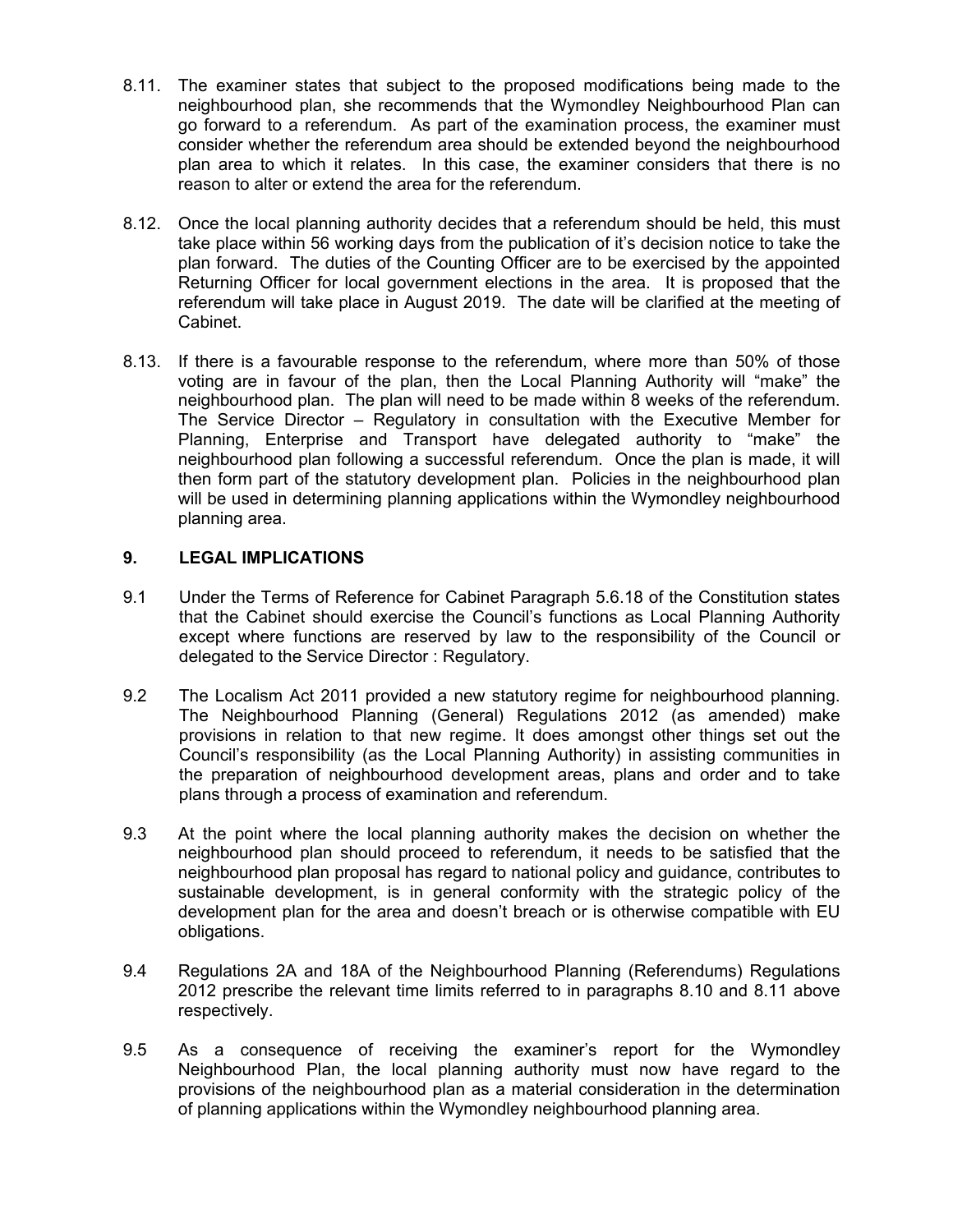8.11. The examiner states that subject to the proposed modifications being made to the neighbourhood plan, she recommends that the Wymondley Neighbourhood Plan can go forward to a referendum. As part of the examination process, the examiner must consider whether the referendum area should be extended beyond the neighbourhood plan area to which it relates. In this case, the examiner considers that there is no reason to alter or extend the area for the referendum.

8.12. Once the local planning authority decides that a referendum should be held, this must take place within 56 working days from the publication of it's decision notice to take the plan forward. The duties of the Counting Officer are to be exercised by the appointed Returning Officer for local government elections in the area. It is proposed that the referendum will take place in August 2019. The date will be clarified at the meeting of Cabinet.

8.13. If there is a favourable response to the referendum, where more than 50% of those voting are in favour of the plan, then the Local Planning Authority will "make" the neighbourhood plan. The plan will need to be made within 8 weeks of the referendum. The Service Director – Regulatory in consultation with the Executive Member for Planning, Enterprise and Transport have delegated authority to "make" the neighbourhood plan following a successful referendum. Once the plan is made, it will then form part of the statutory development plan. Policies in the neighbourhood plan will be used in determining planning applications within the Wymondley neighbourhood planning area.

## 9. LEGAL IMPLICATIONS

9.1 Under the Terms of Reference for Cabinet Paragraph 5.6.18 of the Constitution states that the Cabinet should exercise the Council's functions as Local Planning Authority except where functions are reserved by law to the responsibility of the Council or delegated to the Service Director : Regulatory.

9.2 The Localism Act 2011 provided a new statutory regime for neighbourhood planning. The Neighbourhood Planning (General) Regulations 2012 (as amended) make provisions in relation to that new regime. It does amongst other things set out the Council's responsibility (as the Local Planning Authority) in assisting communities in the preparation of neighbourhood development areas, plans and order and to take plans through a process of examination and referendum.

9.3 At the point where the local planning authority makes the decision on whether the neighbourhood plan should proceed to referendum, it needs to be satisfied that the neighbourhood plan proposal has regard to national policy and guidance, contributes to sustainable development, is in general conformity with the strategic policy of the development plan for the area and doesn't breach or is otherwise compatible with EU obligations.

9.4 Regulations 2A and 18A of the Neighbourhood Planning (Referendums) Regulations 2012 prescribe the relevant time limits referred to in paragraphs 8.10 and 8.11 above respectively.

9.5 As a consequence of receiving the examiner's report for the Wymondley Neighbourhood Plan, the local planning authority must now have regard to the provisions of the neighbourhood plan as a material consideration in the determination of planning applications within the Wymondley neighbourhood planning area.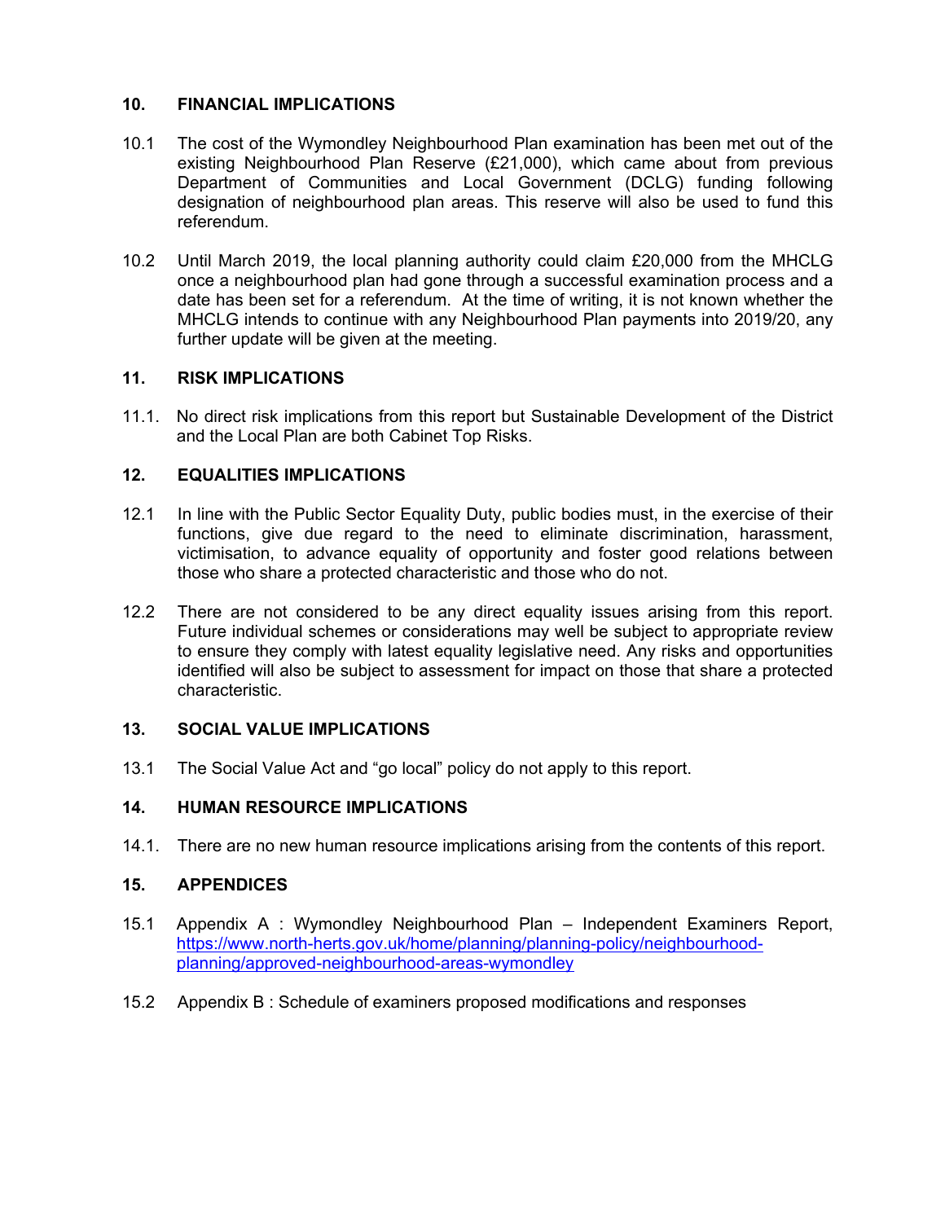## 10. FINANCIAL IMPLICATIONS

10.1 The cost of the Wymondley Neighbourhood Plan examination has been met out of the existing Neighbourhood Plan Reserve (£21,000), which came about from previous Department of Communities and Local Government (DCLG) funding following designation of neighbourhood plan areas. This reserve will also be used to fund this referendum.

10.2 Until March 2019, the local planning authority could claim £20,000 from the MHCLG once a neighbourhood plan had gone through a successful examination process and a date has been set for a referendum. At the time of writing, it is not known whether the MHCLG intends to continue with any Neighbourhood Plan payments into 2019/20, any further update will be given at the meeting.

## 11. RISK IMPLICATIONS

11.1. No direct risk implications from this report but Sustainable Development of the District and the Local Plan are both Cabinet Top Risks.

## 12. EQUALITIES IMPLICATIONS

12.1 In line with the Public Sector Equality Duty, public bodies must, in the exercise of their functions, give due regard to the need to eliminate discrimination, harassment, victimisation, to advance equality of opportunity and foster good relations between those who share a protected characteristic and those who do not.

12.2 There are not considered to be any direct equality issues arising from this report. Future individual schemes or considerations may well be subject to appropriate review to ensure they comply with latest equality legislative need. Any risks and opportunities identified will also be subject to assessment for impact on those that share a protected characteristic.

## 13. SOCIAL VALUE IMPLICATIONS

13.1 The Social Value Act and "go local" policy do not apply to this report.

## 14. HUMAN RESOURCE IMPLICATIONS

14.1. There are no new human resource implications arising from the contents of this report.

## 15. APPENDICES

15.1 Appendix A : Wymondley Neighbourhood Plan – Independent Examiners Report, [https://www.north-herts.gov.uk/home/planning/planning-policy/neighbourhood-planning/approved-neighbourhood-areas-wymondley](https://www.north-herts.gov.uk/home/planning/planning-policy/neighbourhood-planning/approved-neighbourhood-areas-wymondley)

15.2 Appendix B : Schedule of examiners proposed modifications and responses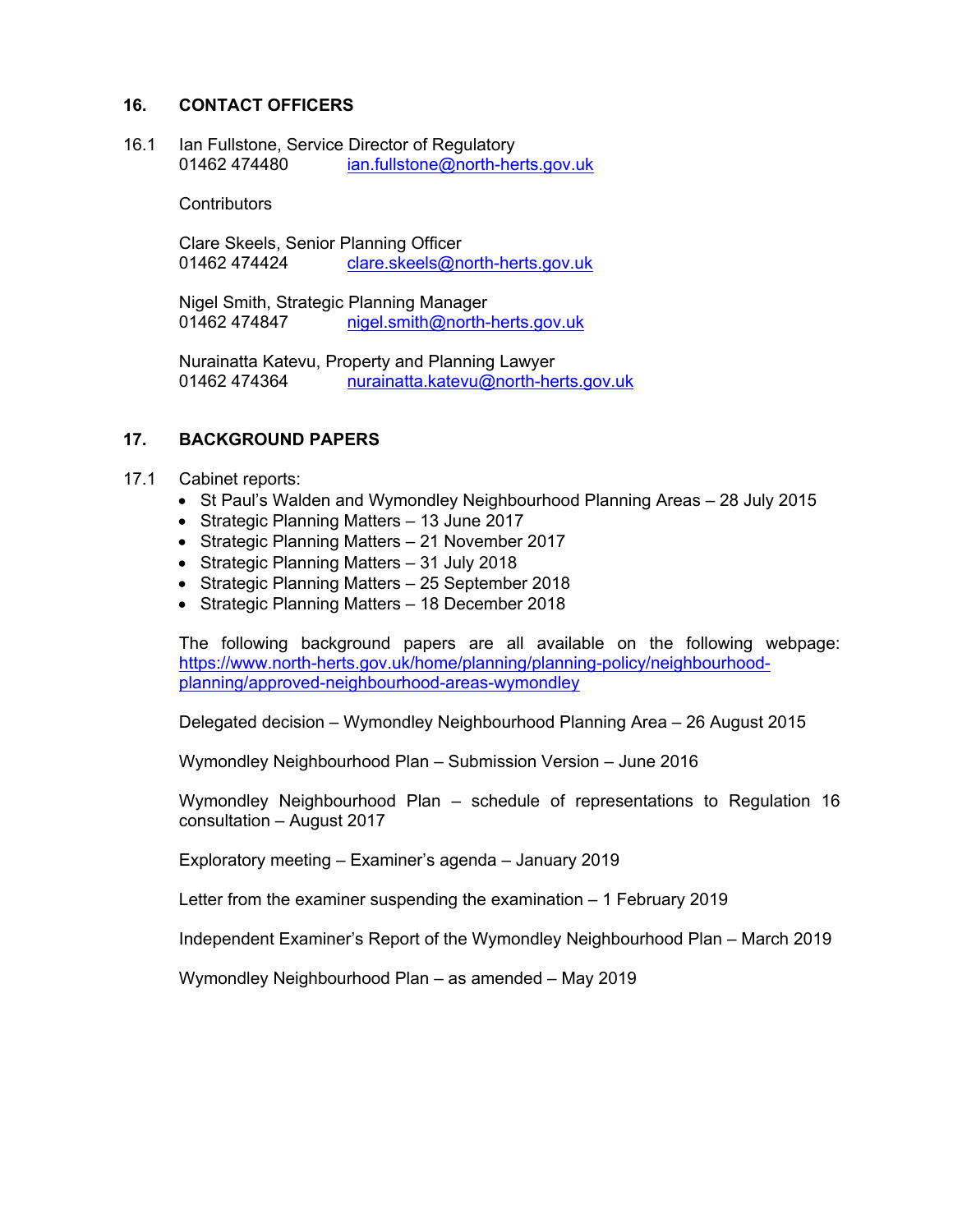## 16. CONTACT OFFICERS

16.1 Ian Fullstone, Service Director of Regulatory
01462 474480 ian.fullstone@north-herts.gov.uk

Contributors

Clare Skeels, Senior Planning Officer
01462 474424 clare.skeels@north-herts.gov.uk

Nigel Smith, Strategic Planning Manager
01462 474847 nigel.smith@north-herts.gov.uk

Nurainatta Katevu, Property and Planning Lawyer
01462 474364 nurainatta.katevu@north-herts.gov.uk

## 17. BACKGROUND PAPERS

17.1 Cabinet reports:

- St Paul's Walden and Wymondley Neighbourhood Planning Areas – 28 July 2015
- Strategic Planning Matters – 13 June 2017
- Strategic Planning Matters – 21 November 2017
- Strategic Planning Matters – 31 July 2018
- Strategic Planning Matters – 25 September 2018
- Strategic Planning Matters – 18 December 2018

The following background papers are all available on the following webpage: https://www.north-herts.gov.uk/home/planning/planning-policy/neighbourhood-planning/approved-neighbourhood-areas-wymondley

Delegated decision – Wymondley Neighbourhood Planning Area – 26 August 2015

Wymondley Neighbourhood Plan – Submission Version – June 2016

Wymondley Neighbourhood Plan – schedule of representations to Regulation 16 consultation – August 2017

Exploratory meeting – Examiner's agenda – January 2019

Letter from the examiner suspending the examination – 1 February 2019

Independent Examiner's Report of the Wymondley Neighbourhood Plan – March 2019

Wymondley Neighbourhood Plan – as amended – May 2019